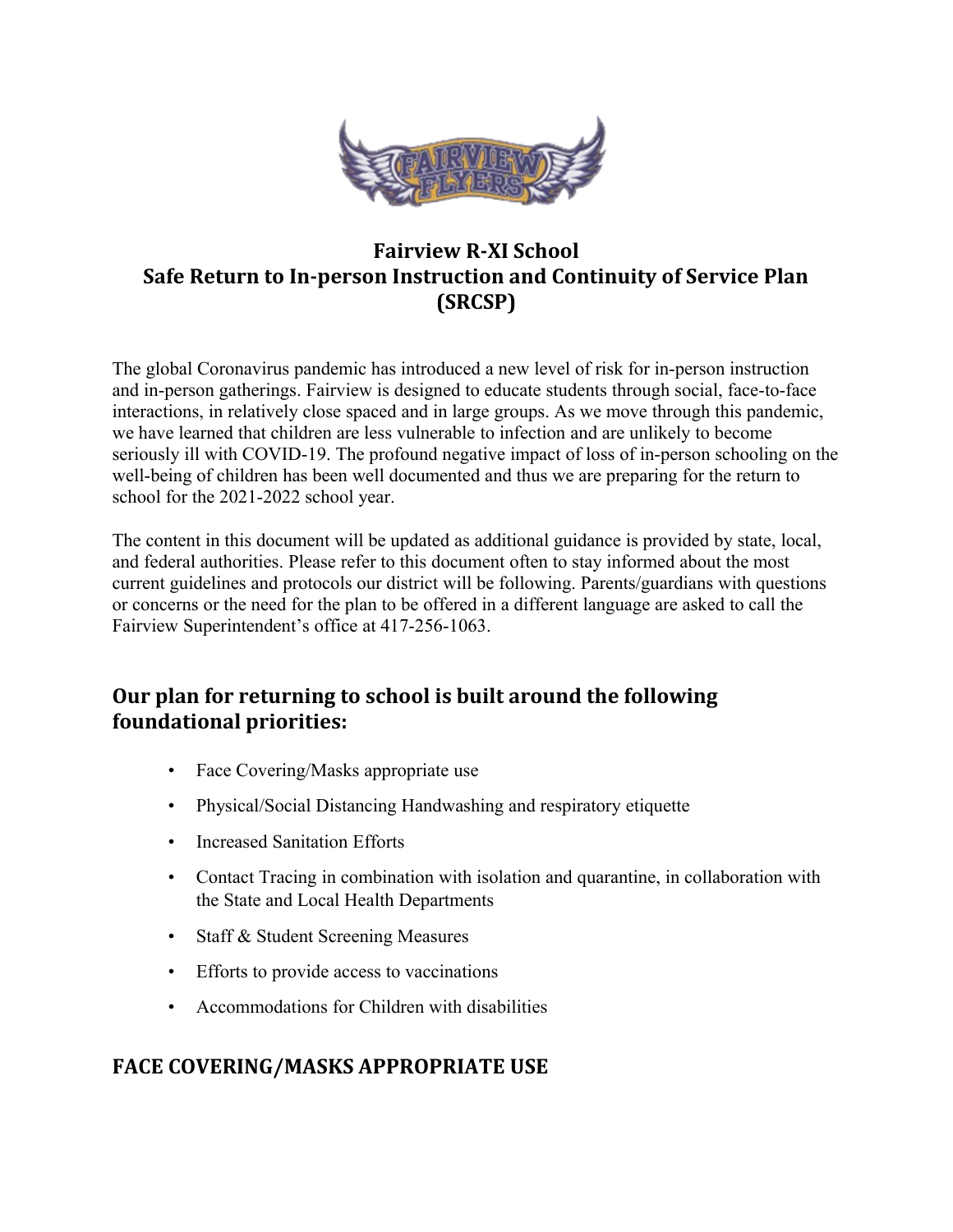# Fairview R-XI School
# Safe Return to In-person Instruction and Continuity of Service Plan (SRCSP)

The global Coronavirus pandemic has introduced a new level of risk for in-person instruction and in-person gatherings. Fairview is designed to educate students through social, face-to-face interactions, in relatively close spaced and in large groups. As we move through this pandemic, we have learned that children are less vulnerable to infection and are unlikely to become seriously ill with COVID-19. The profound negative impact of loss of in-person schooling on the well-being of children has been well documented and thus we are preparing for the return to school for the 2021-2022 school year.

The content in this document will be updated as additional guidance is provided by state, local, and federal authorities. Please refer to this document often to stay informed about the most current guidelines and protocols our district will be following. Parents/guardians with questions or concerns or the need for the plan to be offered in a different language are asked to call the Fairview Superintendent's office at 417-256-1063.

## Our plan for returning to school is built around the following foundational priorities:

- Face Covering/Masks appropriate use
- Physical/Social Distancing Handwashing and respiratory etiquette
- Increased Sanitation Efforts
- Contact Tracing in combination with isolation and quarantine, in collaboration with the State and Local Health Departments
- Staff & Student Screening Measures
- Efforts to provide access to vaccinations
- Accommodations for Children with disabilities

## FACE COVERING/MASKS APPROPRIATE USE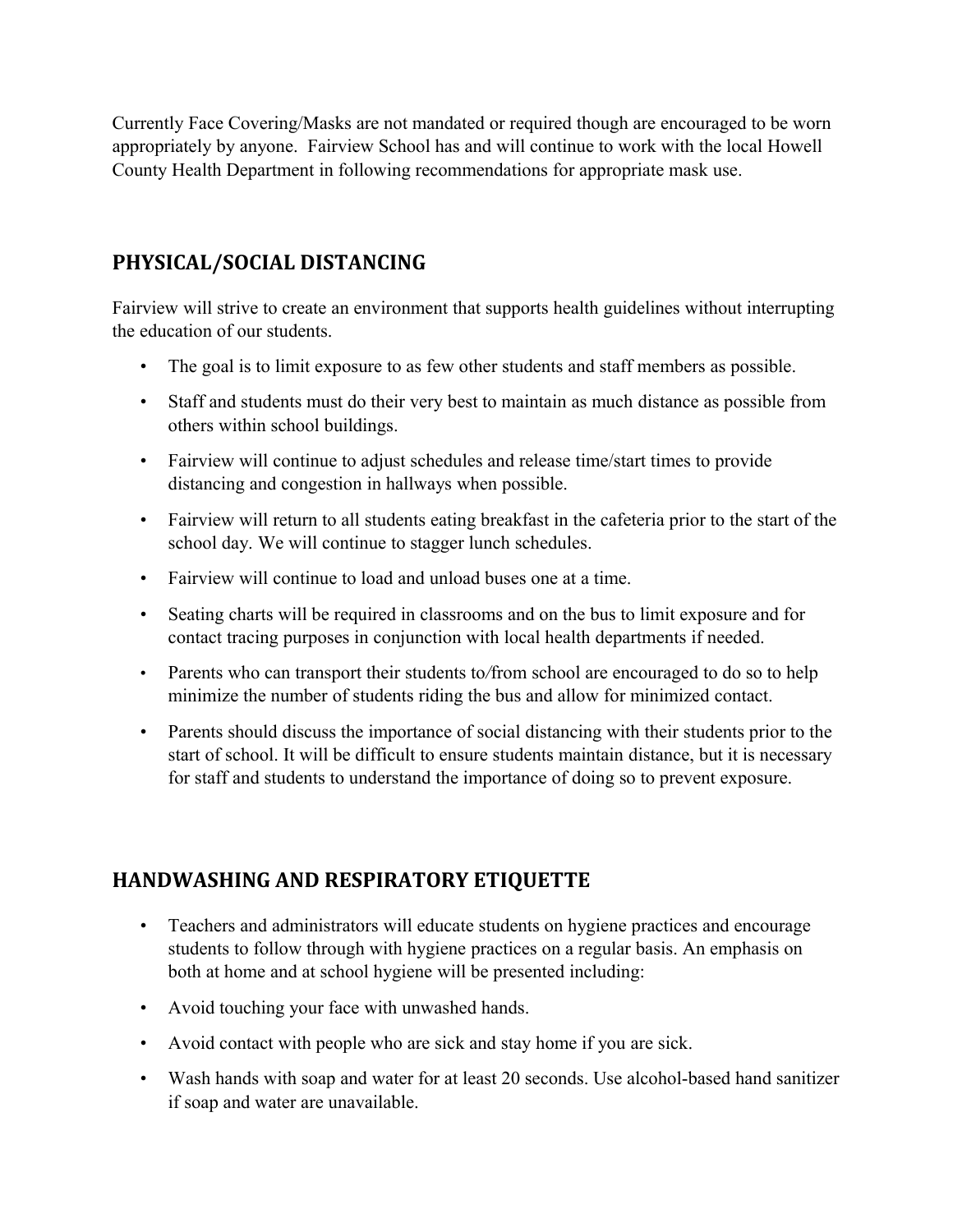Currently Face Covering/Masks are not mandated or required though are encouraged to be worn appropriately by anyone.  Fairview School has and will continue to work with the local Howell County Health Department in following recommendations for appropriate mask use.

## PHYSICAL/SOCIAL DISTANCING

Fairview will strive to create an environment that supports health guidelines without interrupting the education of our students.

- The goal is to limit exposure to as few other students and staff members as possible.
- Staff and students must do their very best to maintain as much distance as possible from others within school buildings.
- Fairview will continue to adjust schedules and release time/start times to provide distancing and congestion in hallways when possible.
- Fairview will return to all students eating breakfast in the cafeteria prior to the start of the school day. We will continue to stagger lunch schedules.
- Fairview will continue to load and unload buses one at a time.
- Seating charts will be required in classrooms and on the bus to limit exposure and for contact tracing purposes in conjunction with local health departments if needed.
- Parents who can transport their students to/from school are encouraged to do so to help minimize the number of students riding the bus and allow for minimized contact.
- Parents should discuss the importance of social distancing with their students prior to the start of school. It will be difficult to ensure students maintain distance, but it is necessary for staff and students to understand the importance of doing so to prevent exposure.

## HANDWASHING AND RESPIRATORY ETIQUETTE

- Teachers and administrators will educate students on hygiene practices and encourage students to follow through with hygiene practices on a regular basis. An emphasis on both at home and at school hygiene will be presented including:
- Avoid touching your face with unwashed hands.
- Avoid contact with people who are sick and stay home if you are sick.
- Wash hands with soap and water for at least 20 seconds. Use alcohol-based hand sanitizer if soap and water are unavailable.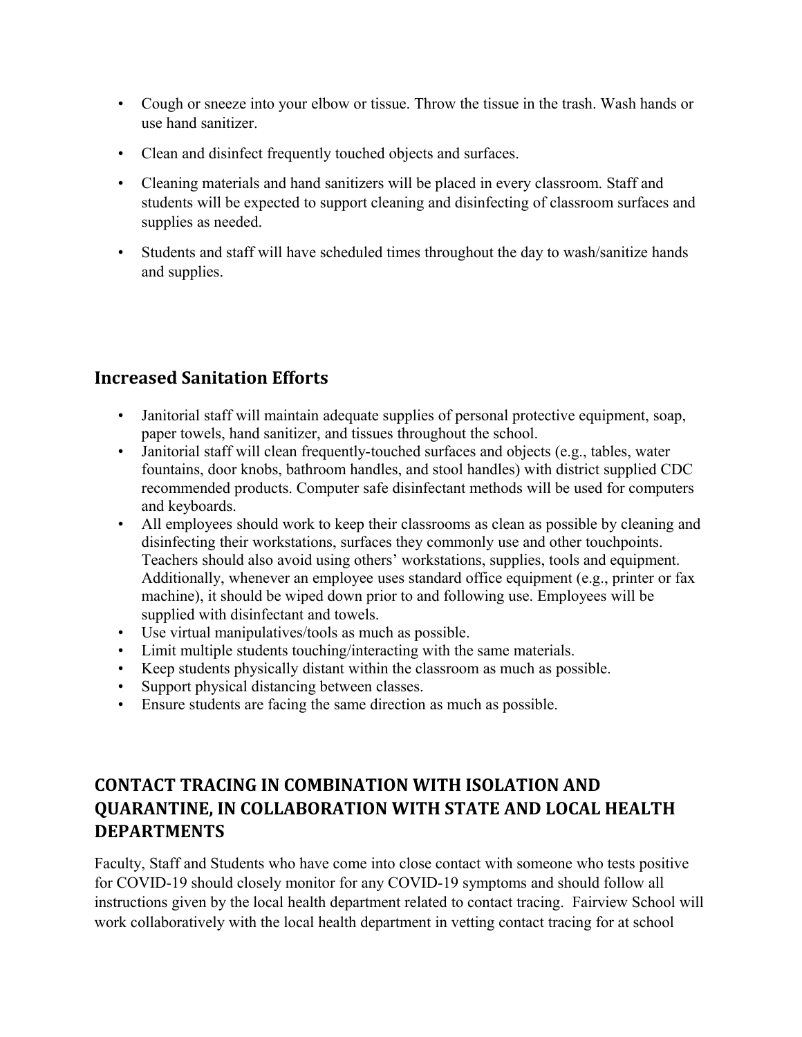- Cough or sneeze into your elbow or tissue. Throw the tissue in the trash. Wash hands or use hand sanitizer.
- Clean and disinfect frequently touched objects and surfaces.
- Cleaning materials and hand sanitizers will be placed in every classroom. Staff and students will be expected to support cleaning and disinfecting of classroom surfaces and supplies as needed.
- Students and staff will have scheduled times throughout the day to wash/sanitize hands and supplies.

## Increased Sanitation Efforts

- Janitorial staff will maintain adequate supplies of personal protective equipment, soap, paper towels, hand sanitizer, and tissues throughout the school.
- Janitorial staff will clean frequently-touched surfaces and objects (e.g., tables, water fountains, door knobs, bathroom handles, and stool handles) with district supplied CDC recommended products. Computer safe disinfectant methods will be used for computers and keyboards.
- All employees should work to keep their classrooms as clean as possible by cleaning and disinfecting their workstations, surfaces they commonly use and other touchpoints. Teachers should also avoid using others' workstations, supplies, tools and equipment. Additionally, whenever an employee uses standard office equipment (e.g., printer or fax machine), it should be wiped down prior to and following use. Employees will be supplied with disinfectant and towels.
- Use virtual manipulatives/tools as much as possible.
- Limit multiple students touching/interacting with the same materials.
- Keep students physically distant within the classroom as much as possible.
- Support physical distancing between classes.
- Ensure students are facing the same direction as much as possible.

## CONTACT TRACING IN COMBINATION WITH ISOLATION AND QUARANTINE, IN COLLABORATION WITH STATE AND LOCAL HEALTH DEPARTMENTS

Faculty, Staff and Students who have come into close contact with someone who tests positive for COVID-19 should closely monitor for any COVID-19 symptoms and should follow all instructions given by the local health department related to contact tracing. Fairview School will work collaboratively with the local health department in vetting contact tracing for at school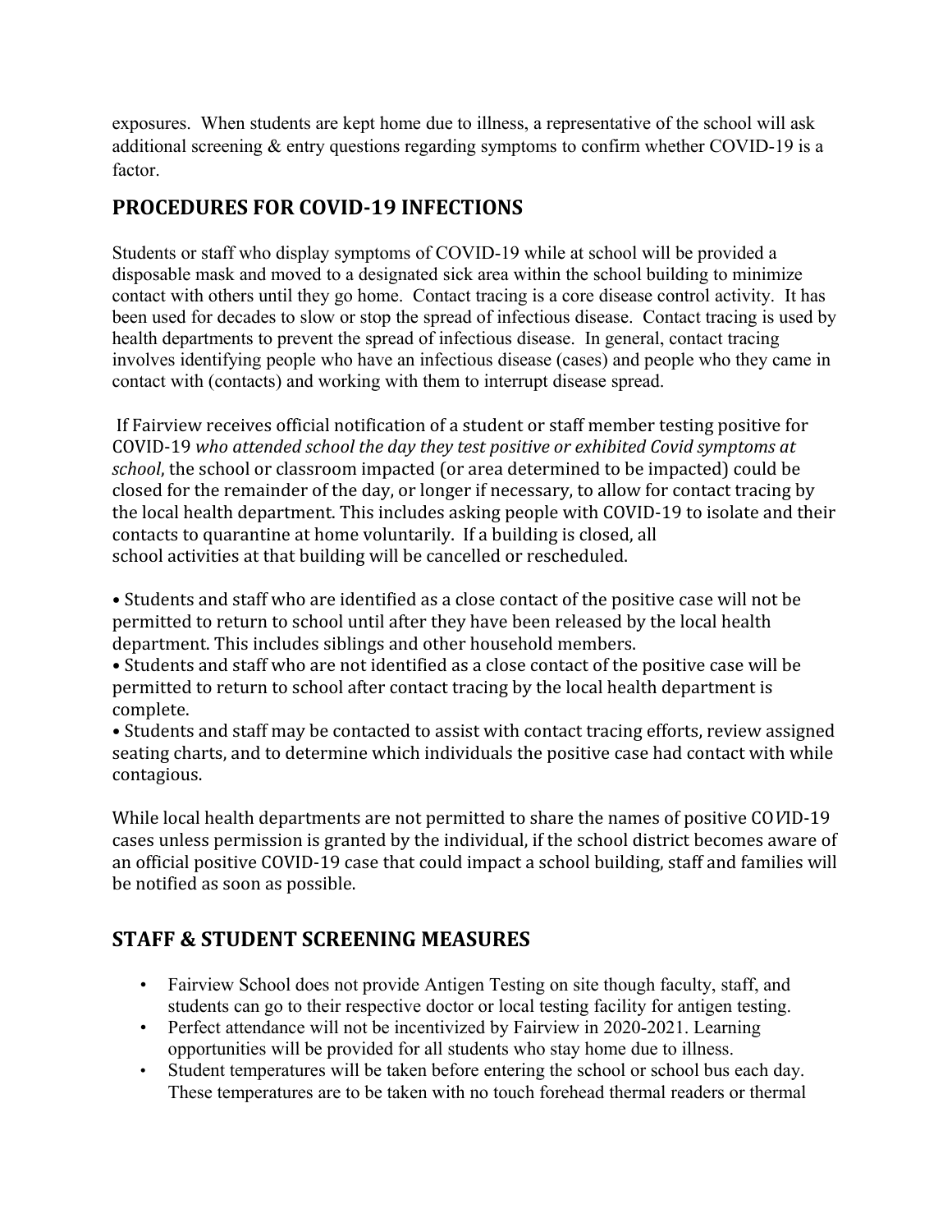exposures. When students are kept home due to illness, a representative of the school will ask additional screening & entry questions regarding symptoms to confirm whether COVID-19 is a factor.

## PROCEDURES FOR COVID-19 INFECTIONS

Students or staff who display symptoms of COVID-19 while at school will be provided a disposable mask and moved to a designated sick area within the school building to minimize contact with others until they go home. Contact tracing is a core disease control activity. It has been used for decades to slow or stop the spread of infectious disease. Contact tracing is used by health departments to prevent the spread of infectious disease. In general, contact tracing involves identifying people who have an infectious disease (cases) and people who they came in contact with (contacts) and working with them to interrupt disease spread.

If Fairview receives official notification of a student or staff member testing positive for COVID-19 *who attended school the day they test positive or exhibited Covid symptoms at school*, the school or classroom impacted (or area determined to be impacted) could be closed for the remainder of the day, or longer if necessary, to allow for contact tracing by the local health department. This includes asking people with COVID-19 to isolate and their contacts to quarantine at home voluntarily. If a building is closed, all school activities at that building will be cancelled or rescheduled.

• Students and staff who are identified as a close contact of the positive case will not be permitted to return to school until after they have been released by the local health department. This includes siblings and other household members.
• Students and staff who are not identified as a close contact of the positive case will be permitted to return to school after contact tracing by the local health department is complete.
• Students and staff may be contacted to assist with contact tracing efforts, review assigned seating charts, and to determine which individuals the positive case had contact with while contagious.

While local health departments are not permitted to share the names of positive COVID-19 cases unless permission is granted by the individual, if the school district becomes aware of an official positive COVID-19 case that could impact a school building, staff and families will be notified as soon as possible.

## STAFF & STUDENT SCREENING MEASURES

- Fairview School does not provide Antigen Testing on site though faculty, staff, and students can go to their respective doctor or local testing facility for antigen testing.
- Perfect attendance will not be incentivized by Fairview in 2020-2021. Learning opportunities will be provided for all students who stay home due to illness.
- Student temperatures will be taken before entering the school or school bus each day. These temperatures are to be taken with no touch forehead thermal readers or thermal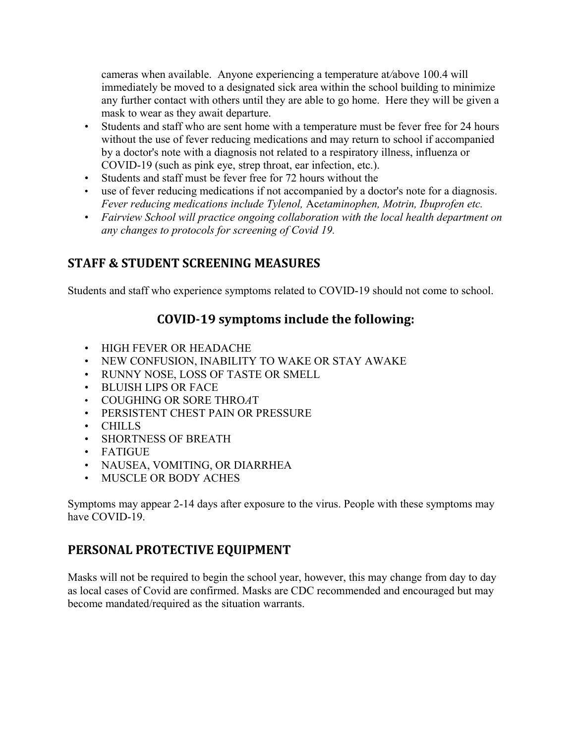cameras when available. Anyone experiencing a temperature at/above 100.4 will immediately be moved to a designated sick area within the school building to minimize any further contact with others until they are able to go home. Here they will be given a mask to wear as they await departure.

- Students and staff who are sent home with a temperature must be fever free for 24 hours without the use of fever reducing medications and may return to school if accompanied by a doctor's note with a diagnosis not related to a respiratory illness, influenza or COVID-19 (such as pink eye, strep throat, ear infection, etc.).
- Students and staff must be fever free for 72 hours without the
- use of fever reducing medications if not accompanied by a doctor's note for a diagnosis. *Fever reducing medications include Tylenol,* A*cetaminophen, Motrin, Ibuprofen etc.*
- *Fairview School will practice ongoing collaboration with the local health department on any changes to protocols for screening of Covid 19.*

## STAFF & STUDENT SCREENING MEASURES

Students and staff who experience symptoms related to COVID-19 should not come to school.

### COVID-19 symptoms include the following:

- HIGH FEVER OR HEADACHE
- NEW CONFUSION, INABILITY TO WAKE OR STAY AWAKE
- RUNNY NOSE, LOSS OF TASTE OR SMELL
- BLUISH LIPS OR FACE
- COUGHING OR SORE THROAT
- PERSISTENT CHEST PAIN OR PRESSURE
- CHILLS
- SHORTNESS OF BREATH
- FATIGUE
- NAUSEA, VOMITING, OR DIARRHEA
- MUSCLE OR BODY ACHES

Symptoms may appear 2-14 days after exposure to the virus. People with these symptoms may have COVID-19.

## PERSONAL PROTECTIVE EQUIPMENT

Masks will not be required to begin the school year, however, this may change from day to day as local cases of Covid are confirmed. Masks are CDC recommended and encouraged but may become mandated/required as the situation warrants.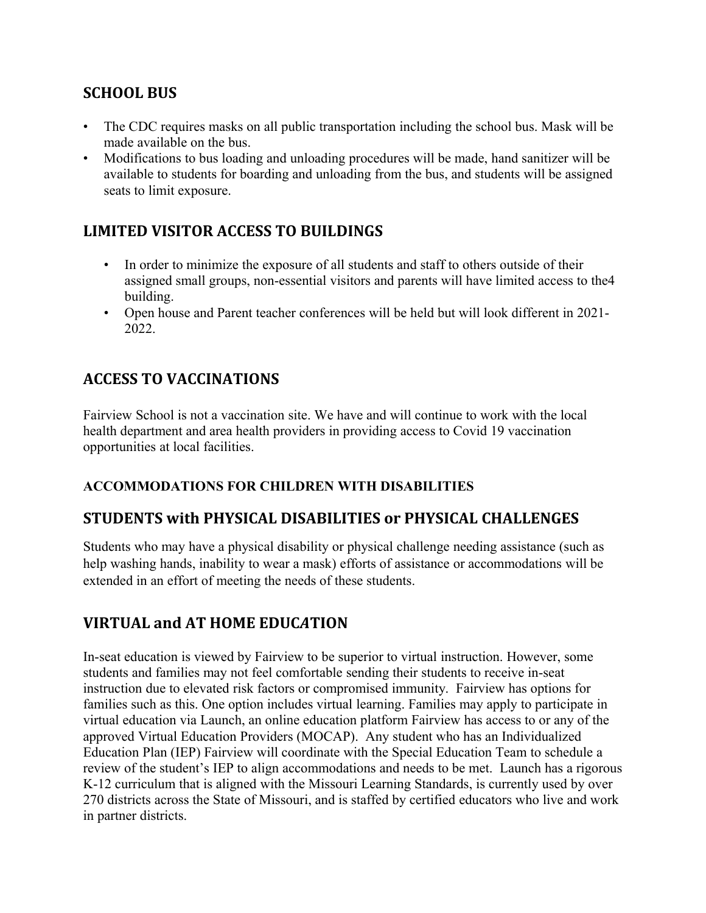## SCHOOL BUS

- The CDC requires masks on all public transportation including the school bus. Mask will be made available on the bus.
- Modifications to bus loading and unloading procedures will be made, hand sanitizer will be available to students for boarding and unloading from the bus, and students will be assigned seats to limit exposure.

## LIMITED VISITOR ACCESS TO BUILDINGS

- In order to minimize the exposure of all students and staff to others outside of their assigned small groups, non-essential visitors and parents will have limited access to the4 building.
- Open house and Parent teacher conferences will be held but will look different in 2021-2022.

## ACCESS TO VACCINATIONS

Fairview School is not a vaccination site. We have and will continue to work with the local health department and area health providers in providing access to Covid 19 vaccination opportunities at local facilities.

### ACCOMMODATIONS FOR CHILDREN WITH DISABILITIES

## STUDENTS with PHYSICAL DISABILITIES or PHYSICAL CHALLENGES

Students who may have a physical disability or physical challenge needing assistance (such as help washing hands, inability to wear a mask) efforts of assistance or accommodations will be extended in an effort of meeting the needs of these students.

## VIRTUAL and AT HOME EDUC*A*TION

In-seat education is viewed by Fairview to be superior to virtual instruction. However, some students and families may not feel comfortable sending their students to receive in-seat instruction due to elevated risk factors or compromised immunity. Fairview has options for families such as this. One option includes virtual learning. Families may apply to participate in virtual education via Launch, an online education platform Fairview has access to or any of the approved Virtual Education Providers (MOCAP). Any student who has an Individualized Education Plan (IEP) Fairview will coordinate with the Special Education Team to schedule a review of the student's IEP to align accommodations and needs to be met. Launch has a rigorous K-12 curriculum that is aligned with the Missouri Learning Standards, is currently used by over 270 districts across the State of Missouri, and is staffed by certified educators who live and work in partner districts.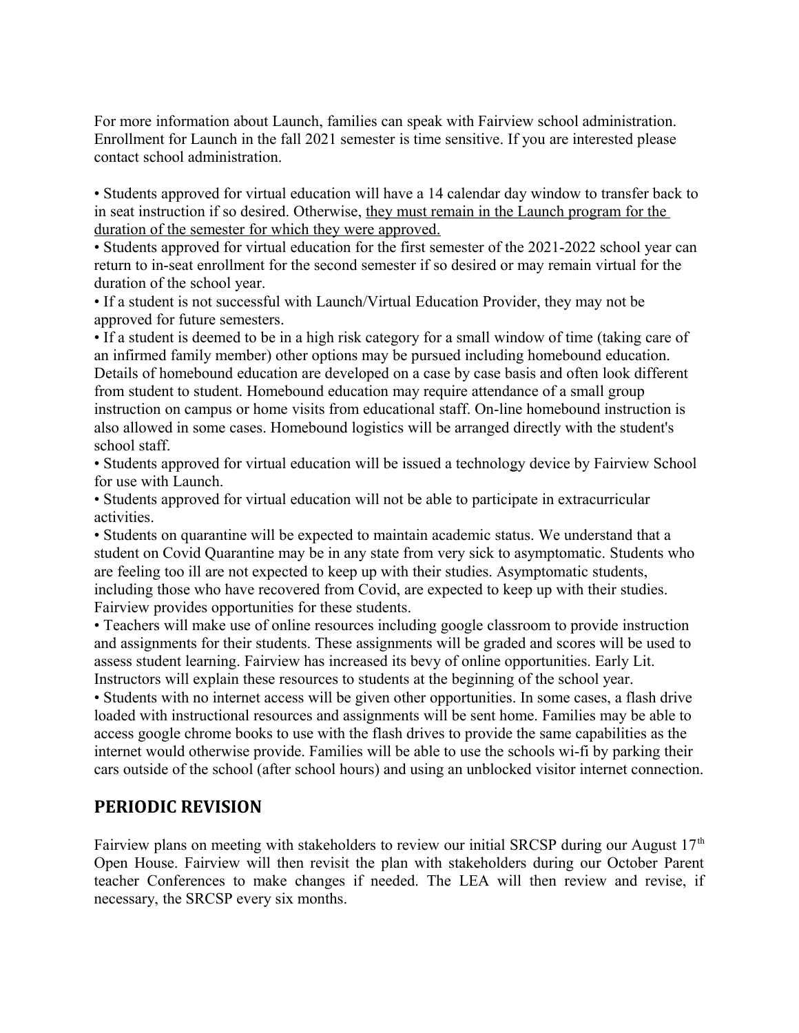For more information about Launch, families can speak with Fairview school administration. Enrollment for Launch in the fall 2021 semester is time sensitive. If you are interested please contact school administration.

• Students approved for virtual education will have a 14 calendar day window to transfer back to in seat instruction if so desired. Otherwise, <u>they must remain in the Launch program for the duration of the semester for which they were approved.</u>
• Students approved for virtual education for the first semester of the 2021-2022 school year can return to in-seat enrollment for the second semester if so desired or may remain virtual for the duration of the school year.
• If a student is not successful with Launch/Virtual Education Provider, they may not be approved for future semesters.
• If a student is deemed to be in a high risk category for a small window of time (taking care of an infirmed family member) other options may be pursued including homebound education. Details of homebound education are developed on a case by case basis and often look different from student to student. Homebound education may require attendance of a small group instruction on campus or home visits from educational staff. On-line homebound instruction is also allowed in some cases. Homebound logistics will be arranged directly with the student's school staff.
• Students approved for virtual education will be issued a technology device by Fairview School for use with Launch.
• Students approved for virtual education will not be able to participate in extracurricular activities.
• Students on quarantine will be expected to maintain academic status. We understand that a student on Covid Quarantine may be in any state from very sick to asymptomatic. Students who are feeling too ill are not expected to keep up with their studies. Asymptomatic students, including those who have recovered from Covid, are expected to keep up with their studies. Fairview provides opportunities for these students.
• Teachers will make use of online resources including google classroom to provide instruction and assignments for their students. These assignments will be graded and scores will be used to assess student learning. Fairview has increased its bevy of online opportunities. Early Lit. Instructors will explain these resources to students at the beginning of the school year.
• Students with no internet access will be given other opportunities. In some cases, a flash drive loaded with instructional resources and assignments will be sent home. Families may be able to access google chrome books to use with the flash drives to provide the same capabilities as the internet would otherwise provide. Families will be able to use the schools wi-fi by parking their cars outside of the school (after school hours) and using an unblocked visitor internet connection.

## PERIODIC REVISION

Fairview plans on meeting with stakeholders to review our initial SRCSP during our August 17th Open House. Fairview will then revisit the plan with stakeholders during our October Parent teacher Conferences to make changes if needed. The LEA will then review and revise, if necessary, the SRCSP every six months.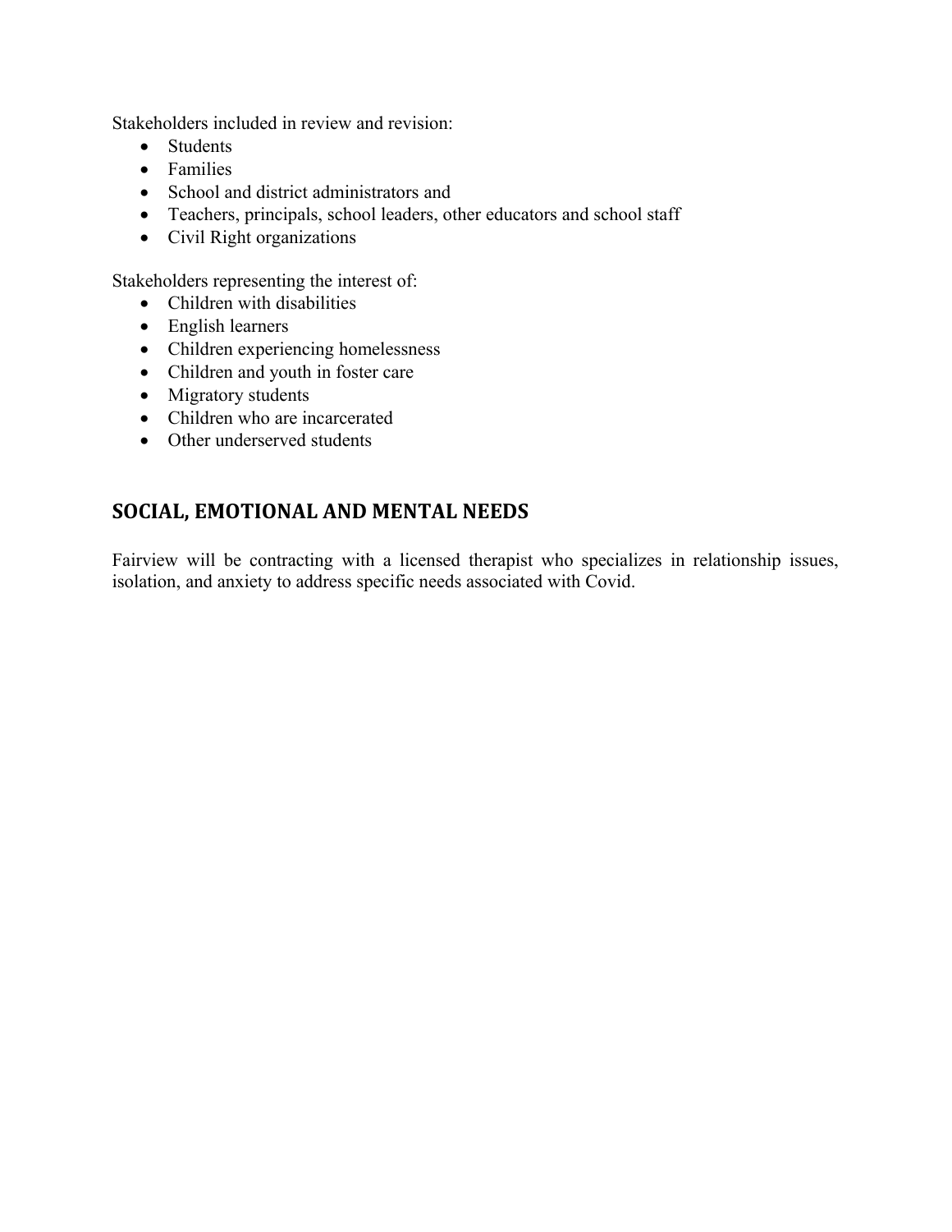Stakeholders included in review and revision:

- Students
- Families
- School and district administrators and
- Teachers, principals, school leaders, other educators and school staff
- Civil Right organizations

Stakeholders representing the interest of:

- Children with disabilities
- English learners
- Children experiencing homelessness
- Children and youth in foster care
- Migratory students
- Children who are incarcerated
- Other underserved students

## SOCIAL, EMOTIONAL AND MENTAL NEEDS

Fairview will be contracting with a licensed therapist who specializes in relationship issues, isolation, and anxiety to address specific needs associated with Covid.